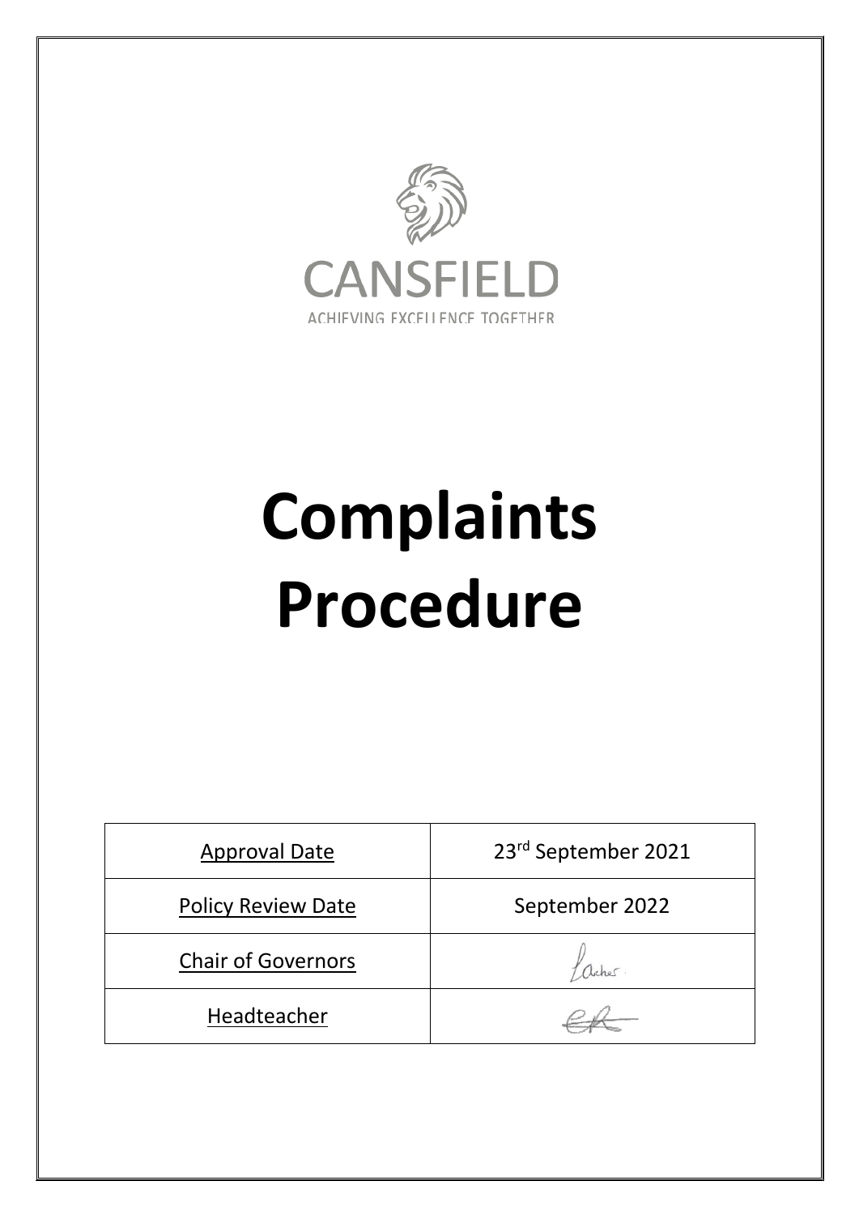CANSFIELD

ACHIEVING EXCELLENCE TOGETHER

# Complaints Procedure

| Approval Date | 23rd September 2021 |
|---|---|
| Policy Review Date | September 2022 |
| Chair of Governors | Archer |
| Headteacher | |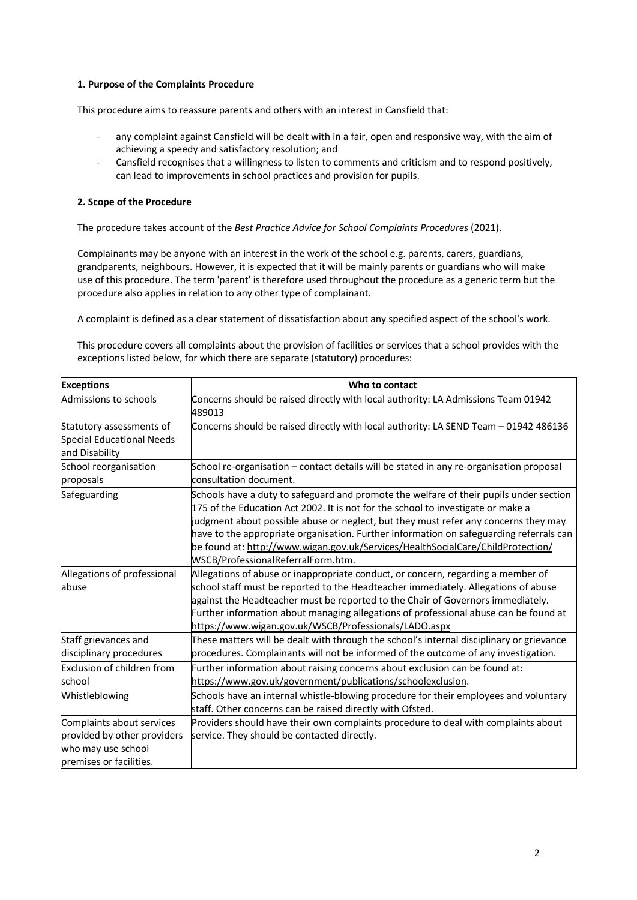**1. Purpose of the Complaints Procedure**

This procedure aims to reassure parents and others with an interest in Cansfield that:

- any complaint against Cansfield will be dealt with in a fair, open and responsive way, with the aim of achieving a speedy and satisfactory resolution; and
- Cansfield recognises that a willingness to listen to comments and criticism and to respond positively, can lead to improvements in school practices and provision for pupils.

**2. Scope of the Procedure**

The procedure takes account of the *Best Practice Advice for School Complaints Procedures* (2021).

Complainants may be anyone with an interest in the work of the school e.g. parents, carers, guardians, grandparents, neighbours. However, it is expected that it will be mainly parents or guardians who will make use of this procedure. The term 'parent' is therefore used throughout the procedure as a generic term but the procedure also applies in relation to any other type of complainant.

A complaint is defined as a clear statement of dissatisfaction about any specified aspect of the school's work.

This procedure covers all complaints about the provision of facilities or services that a school provides with the exceptions listed below, for which there are separate (statutory) procedures:

| **Exceptions** | **Who to contact** |
|---|---|
| Admissions to schools | Concerns should be raised directly with local authority: LA Admissions Team 01942 489013 |
| Statutory assessments of Special Educational Needs and Disability | Concerns should be raised directly with local authority: LA SEND Team – 01942 486136 |
| School reorganisation proposals | School re-organisation – contact details will be stated in any re-organisation proposal consultation document. |
| Safeguarding | Schools have a duty to safeguard and promote the welfare of their pupils under section 175 of the Education Act 2002. It is not for the school to investigate or make a judgment about possible abuse or neglect, but they must refer any concerns they may have to the appropriate organisation. Further information on safeguarding referrals can be found at: http://www.wigan.gov.uk/Services/HealthSocialCare/ChildProtection/WSCB/ProfessionalReferralForm.htm. |
| Allegations of professional abuse | Allegations of abuse or inappropriate conduct, or concern, regarding a member of school staff must be reported to the Headteacher immediately. Allegations of abuse against the Headteacher must be reported to the Chair of Governors immediately. Further information about managing allegations of professional abuse can be found at https://www.wigan.gov.uk/WSCB/Professionals/LADO.aspx |
| Staff grievances and disciplinary procedures | These matters will be dealt with through the school's internal disciplinary or grievance procedures. Complainants will not be informed of the outcome of any investigation. |
| Exclusion of children from school | Further information about raising concerns about exclusion can be found at: https://www.gov.uk/government/publications/schoolexclusion. |
| Whistleblowing | Schools have an internal whistle-blowing procedure for their employees and voluntary staff. Other concerns can be raised directly with Ofsted. |
| Complaints about services provided by other providers who may use school premises or facilities. | Providers should have their own complaints procedure to deal with complaints about service. They should be contacted directly. |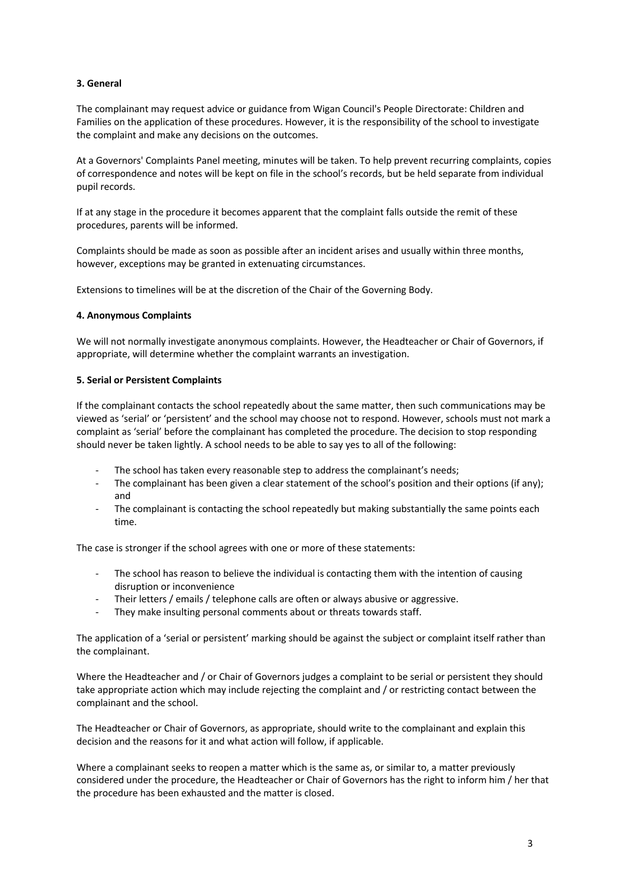**3. General**

The complainant may request advice or guidance from Wigan Council's People Directorate: Children and Families on the application of these procedures. However, it is the responsibility of the school to investigate the complaint and make any decisions on the outcomes.

At a Governors' Complaints Panel meeting, minutes will be taken. To help prevent recurring complaints, copies of correspondence and notes will be kept on file in the school's records, but be held separate from individual pupil records.

If at any stage in the procedure it becomes apparent that the complaint falls outside the remit of these procedures, parents will be informed.

Complaints should be made as soon as possible after an incident arises and usually within three months, however, exceptions may be granted in extenuating circumstances.

Extensions to timelines will be at the discretion of the Chair of the Governing Body.

**4. Anonymous Complaints**

We will not normally investigate anonymous complaints. However, the Headteacher or Chair of Governors, if appropriate, will determine whether the complaint warrants an investigation.

**5. Serial or Persistent Complaints**

If the complainant contacts the school repeatedly about the same matter, then such communications may be viewed as 'serial' or 'persistent' and the school may choose not to respond. However, schools must not mark a complaint as 'serial' before the complainant has completed the procedure. The decision to stop responding should never be taken lightly. A school needs to be able to say yes to all of the following:

- The school has taken every reasonable step to address the complainant's needs;
- The complainant has been given a clear statement of the school's position and their options (if any); and
- The complainant is contacting the school repeatedly but making substantially the same points each time.

The case is stronger if the school agrees with one or more of these statements:

- The school has reason to believe the individual is contacting them with the intention of causing disruption or inconvenience
- Their letters / emails / telephone calls are often or always abusive or aggressive.
- They make insulting personal comments about or threats towards staff.

The application of a 'serial or persistent' marking should be against the subject or complaint itself rather than the complainant.

Where the Headteacher and / or Chair of Governors judges a complaint to be serial or persistent they should take appropriate action which may include rejecting the complaint and / or restricting contact between the complainant and the school.

The Headteacher or Chair of Governors, as appropriate, should write to the complainant and explain this decision and the reasons for it and what action will follow, if applicable.

Where a complainant seeks to reopen a matter which is the same as, or similar to, a matter previously considered under the procedure, the Headteacher or Chair of Governors has the right to inform him / her that the procedure has been exhausted and the matter is closed.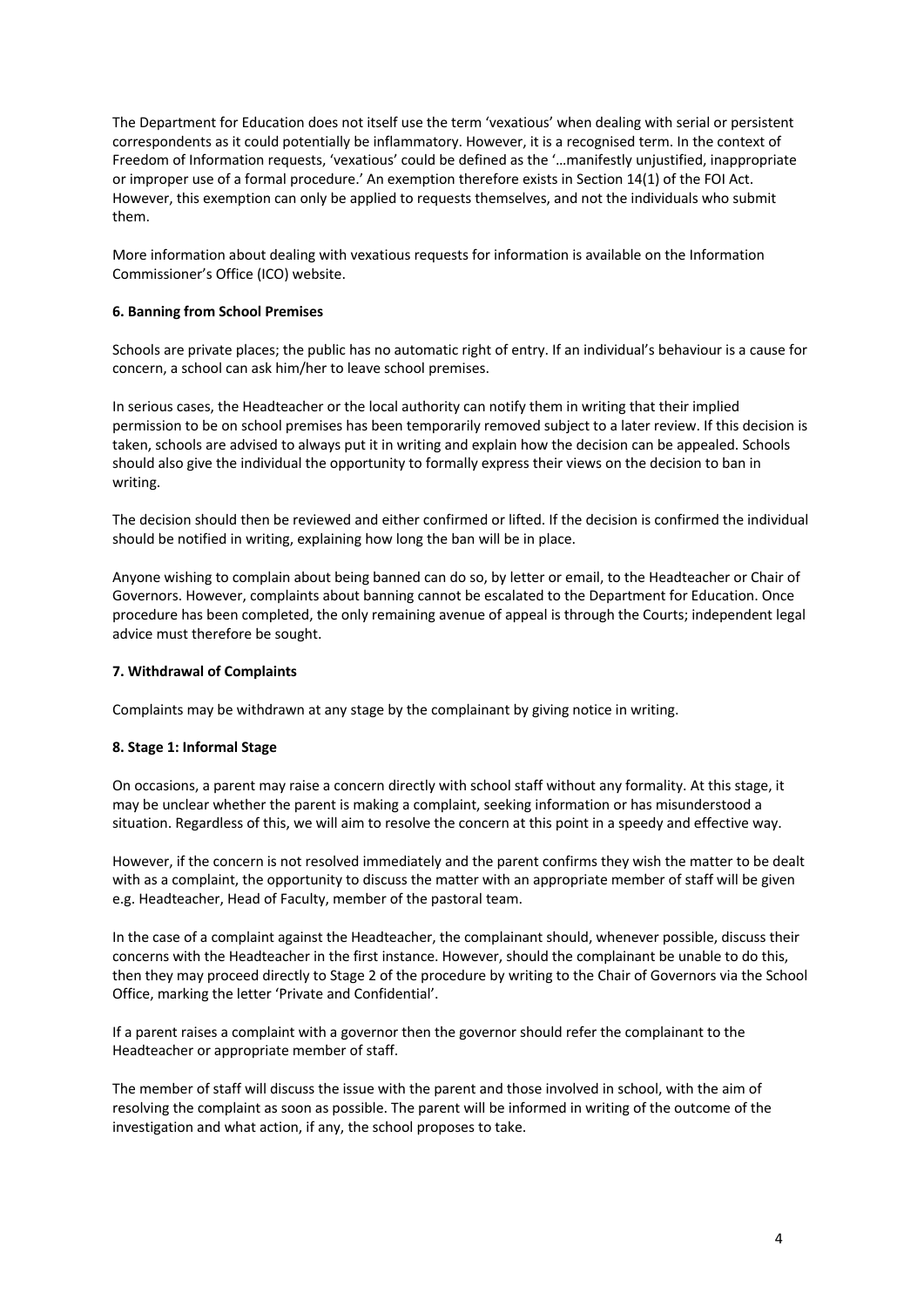The Department for Education does not itself use the term 'vexatious' when dealing with serial or persistent correspondents as it could potentially be inflammatory. However, it is a recognised term. In the context of Freedom of Information requests, 'vexatious' could be defined as the '…manifestly unjustified, inappropriate or improper use of a formal procedure.' An exemption therefore exists in Section 14(1) of the FOI Act. However, this exemption can only be applied to requests themselves, and not the individuals who submit them.

More information about dealing with vexatious requests for information is available on the Information Commissioner's Office (ICO) website.

**6. Banning from School Premises**

Schools are private places; the public has no automatic right of entry. If an individual's behaviour is a cause for concern, a school can ask him/her to leave school premises.

In serious cases, the Headteacher or the local authority can notify them in writing that their implied permission to be on school premises has been temporarily removed subject to a later review. If this decision is taken, schools are advised to always put it in writing and explain how the decision can be appealed. Schools should also give the individual the opportunity to formally express their views on the decision to ban in writing.

The decision should then be reviewed and either confirmed or lifted. If the decision is confirmed the individual should be notified in writing, explaining how long the ban will be in place.

Anyone wishing to complain about being banned can do so, by letter or email, to the Headteacher or Chair of Governors. However, complaints about banning cannot be escalated to the Department for Education. Once procedure has been completed, the only remaining avenue of appeal is through the Courts; independent legal advice must therefore be sought.

**7. Withdrawal of Complaints**

Complaints may be withdrawn at any stage by the complainant by giving notice in writing.

**8. Stage 1: Informal Stage**

On occasions, a parent may raise a concern directly with school staff without any formality. At this stage, it may be unclear whether the parent is making a complaint, seeking information or has misunderstood a situation. Regardless of this, we will aim to resolve the concern at this point in a speedy and effective way.

However, if the concern is not resolved immediately and the parent confirms they wish the matter to be dealt with as a complaint, the opportunity to discuss the matter with an appropriate member of staff will be given e.g. Headteacher, Head of Faculty, member of the pastoral team.

In the case of a complaint against the Headteacher, the complainant should, whenever possible, discuss their concerns with the Headteacher in the first instance. However, should the complainant be unable to do this, then they may proceed directly to Stage 2 of the procedure by writing to the Chair of Governors via the School Office, marking the letter 'Private and Confidential'.

If a parent raises a complaint with a governor then the governor should refer the complainant to the Headteacher or appropriate member of staff.

The member of staff will discuss the issue with the parent and those involved in school, with the aim of resolving the complaint as soon as possible. The parent will be informed in writing of the outcome of the investigation and what action, if any, the school proposes to take.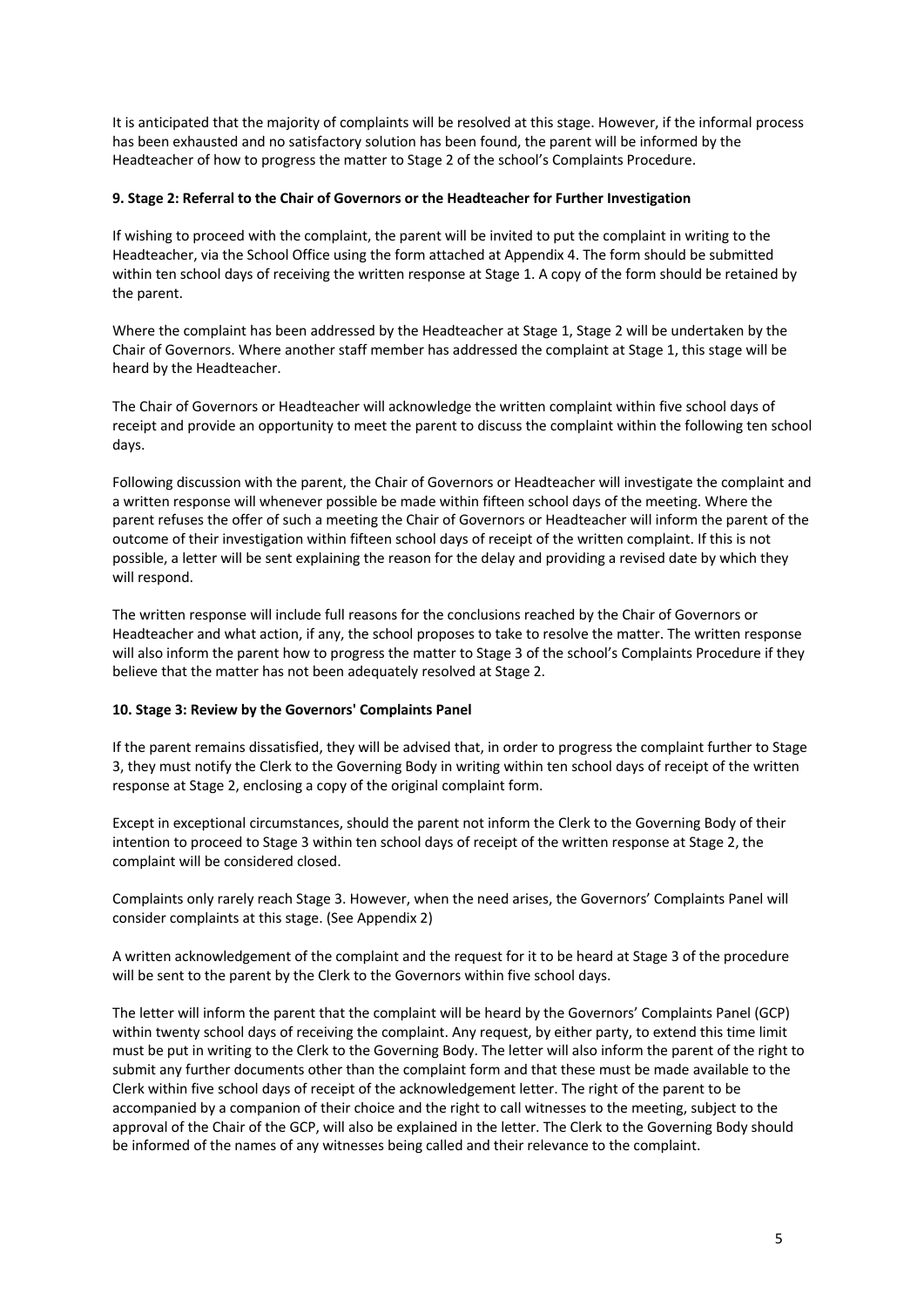It is anticipated that the majority of complaints will be resolved at this stage. However, if the informal process has been exhausted and no satisfactory solution has been found, the parent will be informed by the Headteacher of how to progress the matter to Stage 2 of the school's Complaints Procedure.

**9. Stage 2: Referral to the Chair of Governors or the Headteacher for Further Investigation**

If wishing to proceed with the complaint, the parent will be invited to put the complaint in writing to the Headteacher, via the School Office using the form attached at Appendix 4. The form should be submitted within ten school days of receiving the written response at Stage 1. A copy of the form should be retained by the parent.

Where the complaint has been addressed by the Headteacher at Stage 1, Stage 2 will be undertaken by the Chair of Governors. Where another staff member has addressed the complaint at Stage 1, this stage will be heard by the Headteacher.

The Chair of Governors or Headteacher will acknowledge the written complaint within five school days of receipt and provide an opportunity to meet the parent to discuss the complaint within the following ten school days.

Following discussion with the parent, the Chair of Governors or Headteacher will investigate the complaint and a written response will whenever possible be made within fifteen school days of the meeting. Where the parent refuses the offer of such a meeting the Chair of Governors or Headteacher will inform the parent of the outcome of their investigation within fifteen school days of receipt of the written complaint. If this is not possible, a letter will be sent explaining the reason for the delay and providing a revised date by which they will respond.

The written response will include full reasons for the conclusions reached by the Chair of Governors or Headteacher and what action, if any, the school proposes to take to resolve the matter. The written response will also inform the parent how to progress the matter to Stage 3 of the school's Complaints Procedure if they believe that the matter has not been adequately resolved at Stage 2.

**10. Stage 3: Review by the Governors' Complaints Panel**

If the parent remains dissatisfied, they will be advised that, in order to progress the complaint further to Stage 3, they must notify the Clerk to the Governing Body in writing within ten school days of receipt of the written response at Stage 2, enclosing a copy of the original complaint form.

Except in exceptional circumstances, should the parent not inform the Clerk to the Governing Body of their intention to proceed to Stage 3 within ten school days of receipt of the written response at Stage 2, the complaint will be considered closed.

Complaints only rarely reach Stage 3. However, when the need arises, the Governors' Complaints Panel will consider complaints at this stage. (See Appendix 2)

A written acknowledgement of the complaint and the request for it to be heard at Stage 3 of the procedure will be sent to the parent by the Clerk to the Governors within five school days.

The letter will inform the parent that the complaint will be heard by the Governors' Complaints Panel (GCP) within twenty school days of receiving the complaint. Any request, by either party, to extend this time limit must be put in writing to the Clerk to the Governing Body. The letter will also inform the parent of the right to submit any further documents other than the complaint form and that these must be made available to the Clerk within five school days of receipt of the acknowledgement letter. The right of the parent to be accompanied by a companion of their choice and the right to call witnesses to the meeting, subject to the approval of the Chair of the GCP, will also be explained in the letter. The Clerk to the Governing Body should be informed of the names of any witnesses being called and their relevance to the complaint.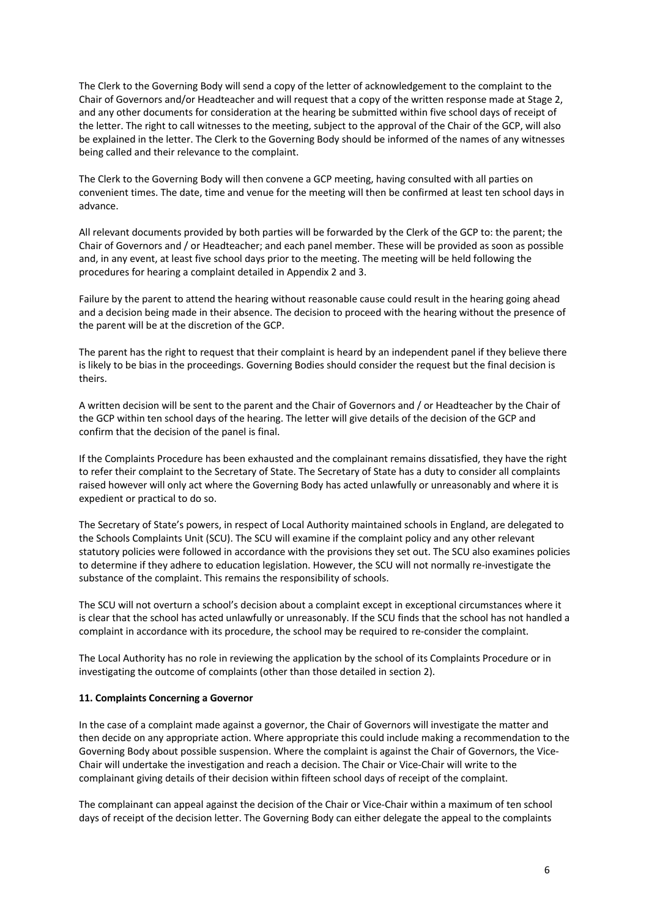The Clerk to the Governing Body will send a copy of the letter of acknowledgement to the complaint to the Chair of Governors and/or Headteacher and will request that a copy of the written response made at Stage 2, and any other documents for consideration at the hearing be submitted within five school days of receipt of the letter. The right to call witnesses to the meeting, subject to the approval of the Chair of the GCP, will also be explained in the letter. The Clerk to the Governing Body should be informed of the names of any witnesses being called and their relevance to the complaint.

The Clerk to the Governing Body will then convene a GCP meeting, having consulted with all parties on convenient times. The date, time and venue for the meeting will then be confirmed at least ten school days in advance.

All relevant documents provided by both parties will be forwarded by the Clerk of the GCP to: the parent; the Chair of Governors and / or Headteacher; and each panel member. These will be provided as soon as possible and, in any event, at least five school days prior to the meeting. The meeting will be held following the procedures for hearing a complaint detailed in Appendix 2 and 3.

Failure by the parent to attend the hearing without reasonable cause could result in the hearing going ahead and a decision being made in their absence. The decision to proceed with the hearing without the presence of the parent will be at the discretion of the GCP.

The parent has the right to request that their complaint is heard by an independent panel if they believe there is likely to be bias in the proceedings. Governing Bodies should consider the request but the final decision is theirs.

A written decision will be sent to the parent and the Chair of Governors and / or Headteacher by the Chair of the GCP within ten school days of the hearing. The letter will give details of the decision of the GCP and confirm that the decision of the panel is final.

If the Complaints Procedure has been exhausted and the complainant remains dissatisfied, they have the right to refer their complaint to the Secretary of State. The Secretary of State has a duty to consider all complaints raised however will only act where the Governing Body has acted unlawfully or unreasonably and where it is expedient or practical to do so.

The Secretary of State's powers, in respect of Local Authority maintained schools in England, are delegated to the Schools Complaints Unit (SCU). The SCU will examine if the complaint policy and any other relevant statutory policies were followed in accordance with the provisions they set out. The SCU also examines policies to determine if they adhere to education legislation. However, the SCU will not normally re-investigate the substance of the complaint. This remains the responsibility of schools.

The SCU will not overturn a school's decision about a complaint except in exceptional circumstances where it is clear that the school has acted unlawfully or unreasonably. If the SCU finds that the school has not handled a complaint in accordance with its procedure, the school may be required to re-consider the complaint.

The Local Authority has no role in reviewing the application by the school of its Complaints Procedure or in investigating the outcome of complaints (other than those detailed in section 2).

**11. Complaints Concerning a Governor**

In the case of a complaint made against a governor, the Chair of Governors will investigate the matter and then decide on any appropriate action. Where appropriate this could include making a recommendation to the Governing Body about possible suspension. Where the complaint is against the Chair of Governors, the Vice-Chair will undertake the investigation and reach a decision. The Chair or Vice-Chair will write to the complainant giving details of their decision within fifteen school days of receipt of the complaint.

The complainant can appeal against the decision of the Chair or Vice-Chair within a maximum of ten school days of receipt of the decision letter. The Governing Body can either delegate the appeal to the complaints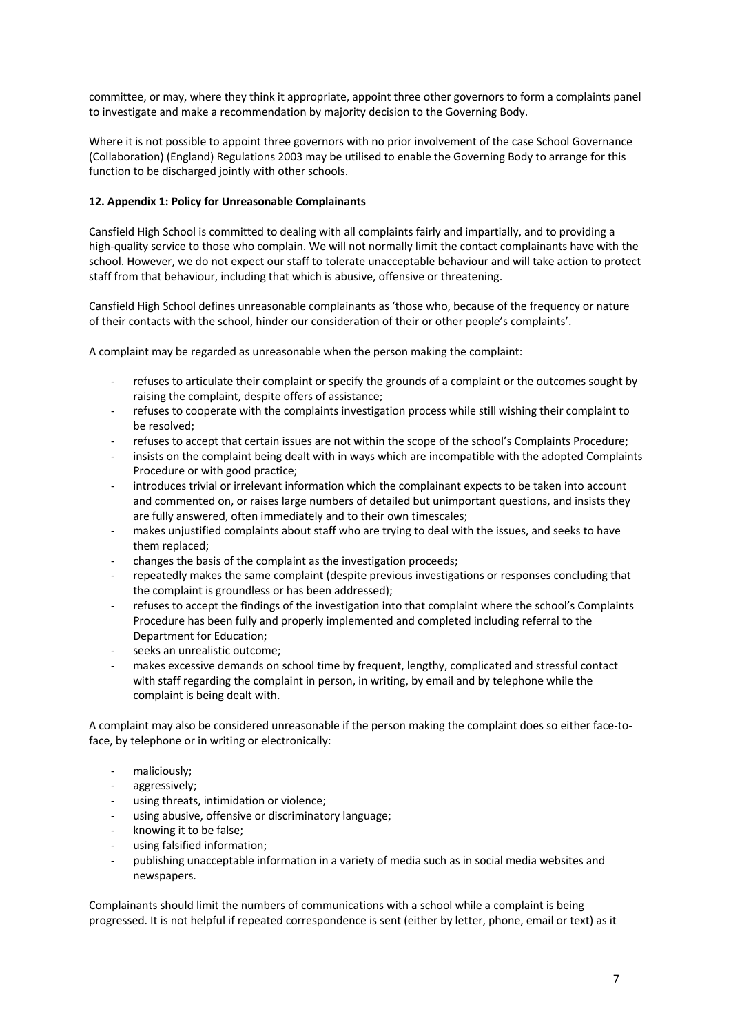committee, or may, where they think it appropriate, appoint three other governors to form a complaints panel to investigate and make a recommendation by majority decision to the Governing Body.

Where it is not possible to appoint three governors with no prior involvement of the case School Governance (Collaboration) (England) Regulations 2003 may be utilised to enable the Governing Body to arrange for this function to be discharged jointly with other schools.

**12. Appendix 1: Policy for Unreasonable Complainants**

Cansfield High School is committed to dealing with all complaints fairly and impartially, and to providing a high-quality service to those who complain. We will not normally limit the contact complainants have with the school. However, we do not expect our staff to tolerate unacceptable behaviour and will take action to protect staff from that behaviour, including that which is abusive, offensive or threatening.

Cansfield High School defines unreasonable complainants as 'those who, because of the frequency or nature of their contacts with the school, hinder our consideration of their or other people's complaints'.

A complaint may be regarded as unreasonable when the person making the complaint:

- refuses to articulate their complaint or specify the grounds of a complaint or the outcomes sought by raising the complaint, despite offers of assistance;
- refuses to cooperate with the complaints investigation process while still wishing their complaint to be resolved;
- refuses to accept that certain issues are not within the scope of the school's Complaints Procedure;
- insists on the complaint being dealt with in ways which are incompatible with the adopted Complaints Procedure or with good practice;
- introduces trivial or irrelevant information which the complainant expects to be taken into account and commented on, or raises large numbers of detailed but unimportant questions, and insists they are fully answered, often immediately and to their own timescales;
- makes unjustified complaints about staff who are trying to deal with the issues, and seeks to have them replaced;
- changes the basis of the complaint as the investigation proceeds;
- repeatedly makes the same complaint (despite previous investigations or responses concluding that the complaint is groundless or has been addressed);
- refuses to accept the findings of the investigation into that complaint where the school's Complaints Procedure has been fully and properly implemented and completed including referral to the Department for Education;
- seeks an unrealistic outcome;
- makes excessive demands on school time by frequent, lengthy, complicated and stressful contact with staff regarding the complaint in person, in writing, by email and by telephone while the complaint is being dealt with.

A complaint may also be considered unreasonable if the person making the complaint does so either face-to-face, by telephone or in writing or electronically:

- maliciously;
- aggressively;
- using threats, intimidation or violence;
- using abusive, offensive or discriminatory language;
- knowing it to be false;
- using falsified information;
- publishing unacceptable information in a variety of media such as in social media websites and newspapers.

Complainants should limit the numbers of communications with a school while a complaint is being progressed. It is not helpful if repeated correspondence is sent (either by letter, phone, email or text) as it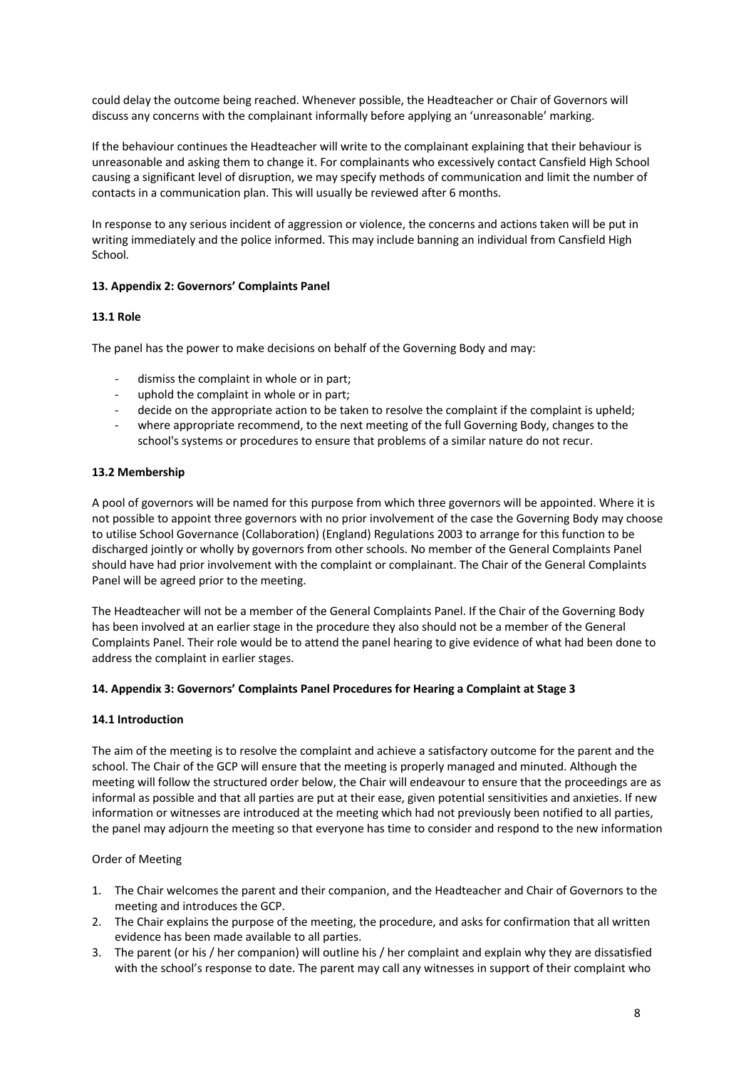could delay the outcome being reached. Whenever possible, the Headteacher or Chair of Governors will discuss any concerns with the complainant informally before applying an 'unreasonable' marking.

If the behaviour continues the Headteacher will write to the complainant explaining that their behaviour is unreasonable and asking them to change it. For complainants who excessively contact Cansfield High School causing a significant level of disruption, we may specify methods of communication and limit the number of contacts in a communication plan. This will usually be reviewed after 6 months.

In response to any serious incident of aggression or violence, the concerns and actions taken will be put in writing immediately and the police informed. This may include banning an individual from Cansfield High School.

### 13. Appendix 2: Governors' Complaints Panel

#### 13.1 Role

The panel has the power to make decisions on behalf of the Governing Body and may:

- dismiss the complaint in whole or in part;
- uphold the complaint in whole or in part;
- decide on the appropriate action to be taken to resolve the complaint if the complaint is upheld;
- where appropriate recommend, to the next meeting of the full Governing Body, changes to the school's systems or procedures to ensure that problems of a similar nature do not recur.

#### 13.2 Membership

A pool of governors will be named for this purpose from which three governors will be appointed. Where it is not possible to appoint three governors with no prior involvement of the case the Governing Body may choose to utilise School Governance (Collaboration) (England) Regulations 2003 to arrange for this function to be discharged jointly or wholly by governors from other schools. No member of the General Complaints Panel should have had prior involvement with the complaint or complainant. The Chair of the General Complaints Panel will be agreed prior to the meeting.

The Headteacher will not be a member of the General Complaints Panel. If the Chair of the Governing Body has been involved at an earlier stage in the procedure they also should not be a member of the General Complaints Panel. Their role would be to attend the panel hearing to give evidence of what had been done to address the complaint in earlier stages.

### 14. Appendix 3: Governors' Complaints Panel Procedures for Hearing a Complaint at Stage 3

#### 14.1 Introduction

The aim of the meeting is to resolve the complaint and achieve a satisfactory outcome for the parent and the school. The Chair of the GCP will ensure that the meeting is properly managed and minuted. Although the meeting will follow the structured order below, the Chair will endeavour to ensure that the proceedings are as informal as possible and that all parties are put at their ease, given potential sensitivities and anxieties. If new information or witnesses are introduced at the meeting which had not previously been notified to all parties, the panel may adjourn the meeting so that everyone has time to consider and respond to the new information

Order of Meeting

1. The Chair welcomes the parent and their companion, and the Headteacher and Chair of Governors to the meeting and introduces the GCP.
2. The Chair explains the purpose of the meeting, the procedure, and asks for confirmation that all written evidence has been made available to all parties.
3. The parent (or his / her companion) will outline his / her complaint and explain why they are dissatisfied with the school's response to date. The parent may call any witnesses in support of their complaint who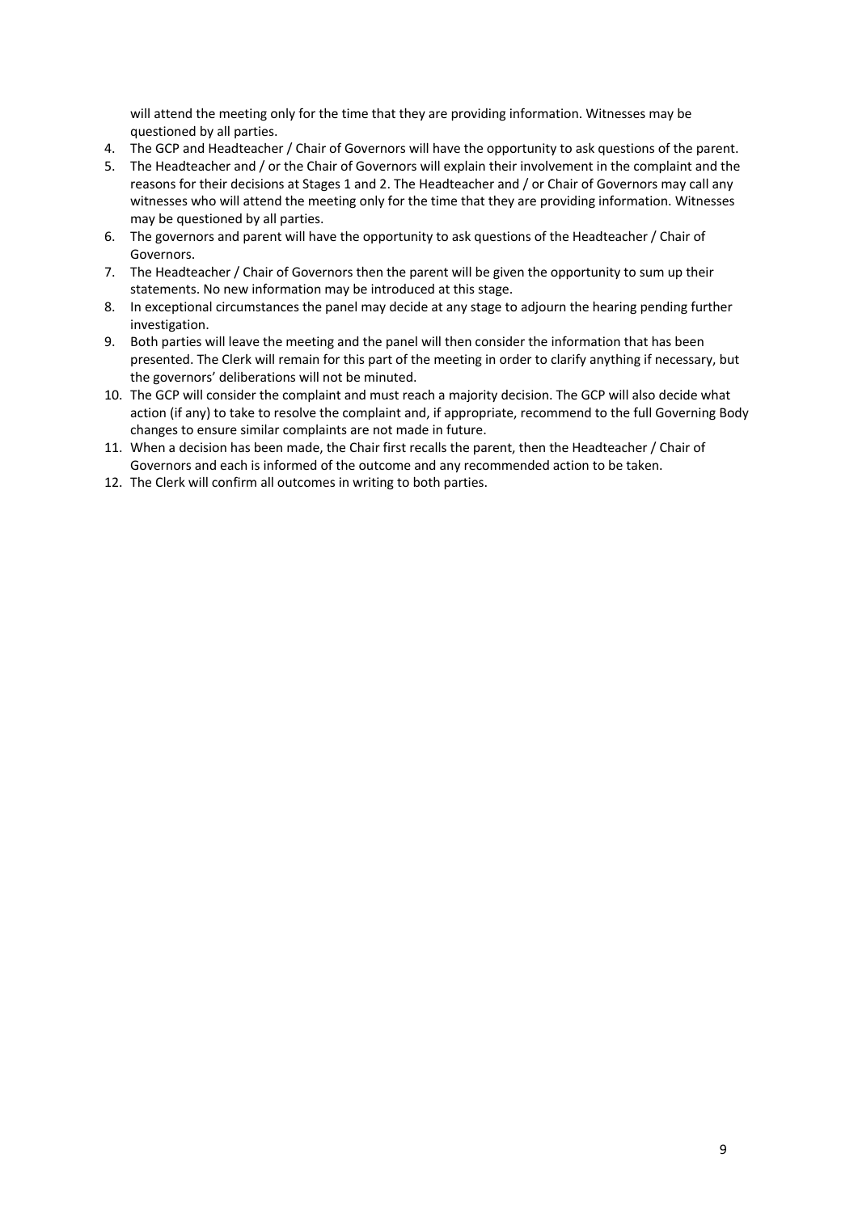will attend the meeting only for the time that they are providing information. Witnesses may be questioned by all parties.

4. The GCP and Headteacher / Chair of Governors will have the opportunity to ask questions of the parent.
5. The Headteacher and / or the Chair of Governors will explain their involvement in the complaint and the reasons for their decisions at Stages 1 and 2. The Headteacher and / or Chair of Governors may call any witnesses who will attend the meeting only for the time that they are providing information. Witnesses may be questioned by all parties.
6. The governors and parent will have the opportunity to ask questions of the Headteacher / Chair of Governors.
7. The Headteacher / Chair of Governors then the parent will be given the opportunity to sum up their statements. No new information may be introduced at this stage.
8. In exceptional circumstances the panel may decide at any stage to adjourn the hearing pending further investigation.
9. Both parties will leave the meeting and the panel will then consider the information that has been presented. The Clerk will remain for this part of the meeting in order to clarify anything if necessary, but the governors' deliberations will not be minuted.
10. The GCP will consider the complaint and must reach a majority decision. The GCP will also decide what action (if any) to take to resolve the complaint and, if appropriate, recommend to the full Governing Body changes to ensure similar complaints are not made in future.
11. When a decision has been made, the Chair first recalls the parent, then the Headteacher / Chair of Governors and each is informed of the outcome and any recommended action to be taken.
12. The Clerk will confirm all outcomes in writing to both parties.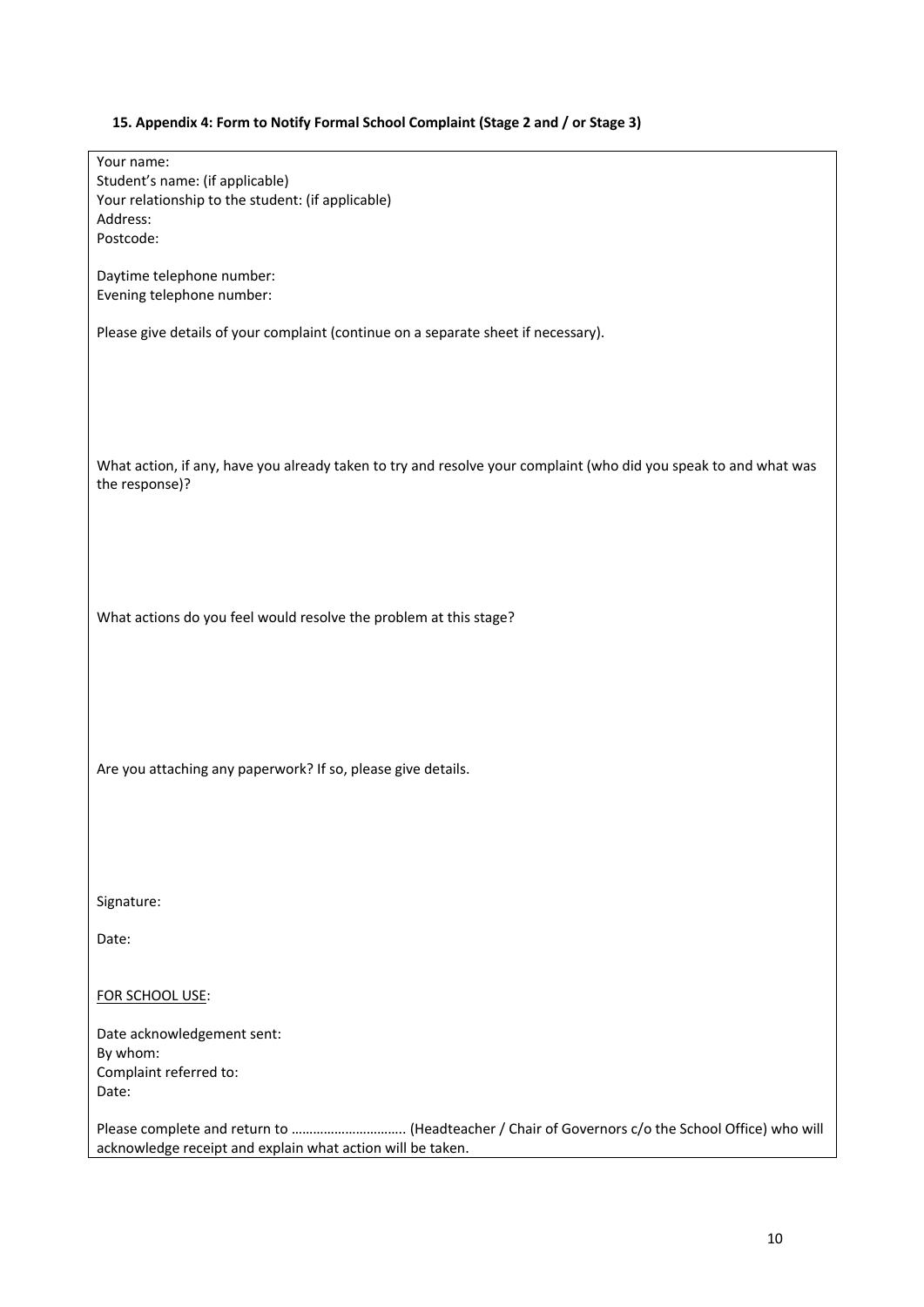**15. Appendix 4: Form to Notify Formal School Complaint (Stage 2 and / or Stage 3)**

Your name:
Student's name: (if applicable)
Your relationship to the student: (if applicable)
Address:
Postcode:

Daytime telephone number:
Evening telephone number:

Please give details of your complaint (continue on a separate sheet if necessary).

What action, if any, have you already taken to try and resolve your complaint (who did you speak to and what was the response)?

What actions do you feel would resolve the problem at this stage?

Are you attaching any paperwork? If so, please give details.

Signature:

Date:

<u>FOR SCHOOL USE</u>:

Date acknowledgement sent:
By whom:
Complaint referred to:
Date:

Please complete and return to ………………………….. (Headteacher / Chair of Governors c/o the School Office) who will acknowledge receipt and explain what action will be taken.